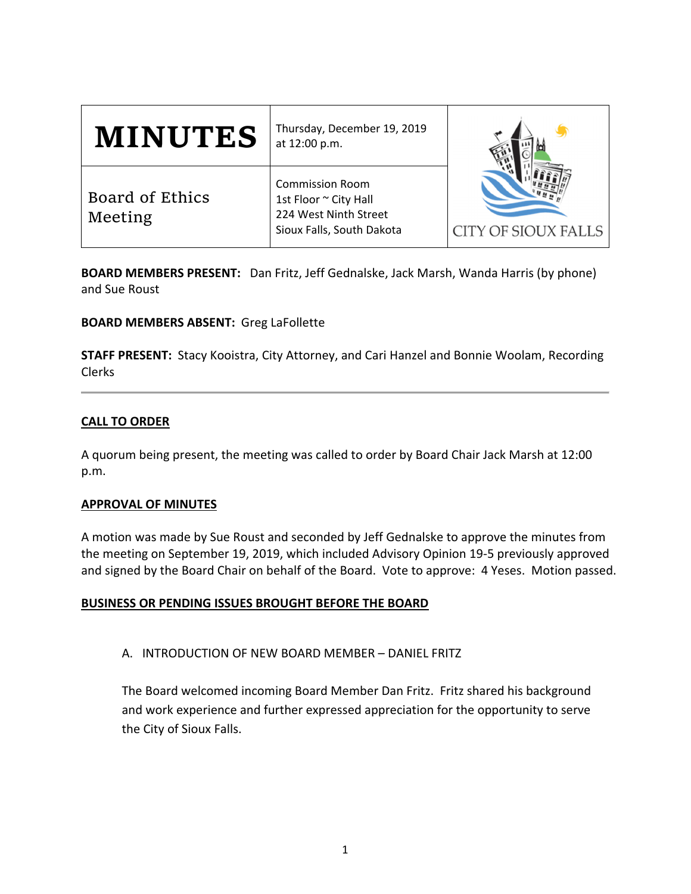| MINUTES | Thursday, December 19, 2019 at 12:00 p.m. | CITY OF SIOUX FALLS |
|---|---|---|
| Board of Ethics Meeting | Commission Room<br>1st Floor ~ City Hall<br>224 West Ninth Street<br>Sioux Falls, South Dakota | |

**BOARD MEMBERS PRESENT:** Dan Fritz, Jeff Gednalske, Jack Marsh, Wanda Harris (by phone) and Sue Roust

**BOARD MEMBERS ABSENT:** Greg LaFollette

**STAFF PRESENT:** Stacy Kooistra, City Attorney, and Cari Hanzel and Bonnie Woolam, Recording Clerks

---

## CALL TO ORDER

A quorum being present, the meeting was called to order by Board Chair Jack Marsh at 12:00 p.m.

## APPROVAL OF MINUTES

A motion was made by Sue Roust and seconded by Jeff Gednalske to approve the minutes from the meeting on September 19, 2019, which included Advisory Opinion 19-5 previously approved and signed by the Board Chair on behalf of the Board. Vote to approve: 4 Yeses. Motion passed.

## BUSINESS OR PENDING ISSUES BROUGHT BEFORE THE BOARD

A. INTRODUCTION OF NEW BOARD MEMBER – DANIEL FRITZ

The Board welcomed incoming Board Member Dan Fritz. Fritz shared his background and work experience and further expressed appreciation for the opportunity to serve the City of Sioux Falls.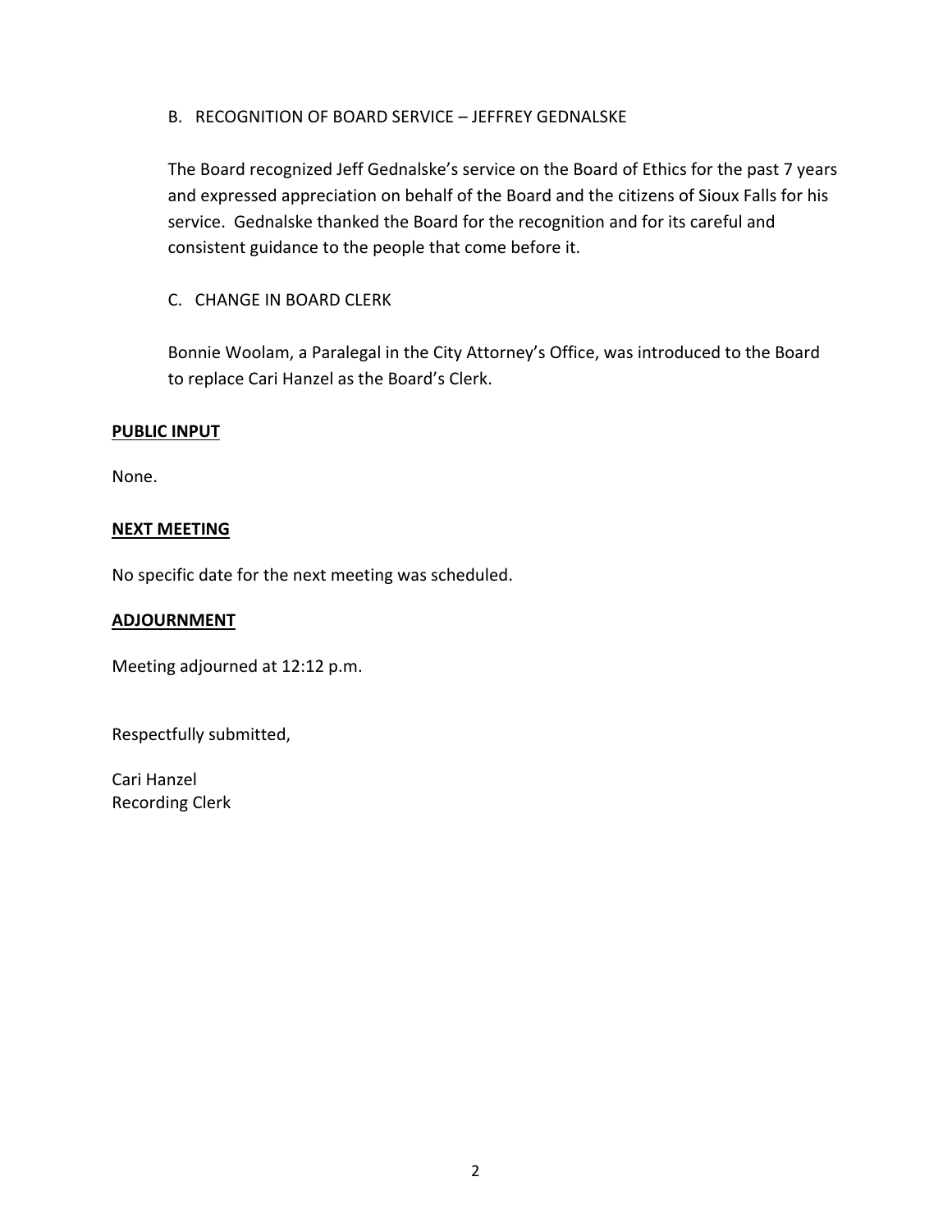B. RECOGNITION OF BOARD SERVICE – JEFFREY GEDNALSKE

The Board recognized Jeff Gednalske's service on the Board of Ethics for the past 7 years and expressed appreciation on behalf of the Board and the citizens of Sioux Falls for his service. Gednalske thanked the Board for the recognition and for its careful and consistent guidance to the people that come before it.

C. CHANGE IN BOARD CLERK

Bonnie Woolam, a Paralegal in the City Attorney's Office, was introduced to the Board to replace Cari Hanzel as the Board's Clerk.

**PUBLIC INPUT**

None.

**NEXT MEETING**

No specific date for the next meeting was scheduled.

**ADJOURNMENT**

Meeting adjourned at 12:12 p.m.

Respectfully submitted,

Cari Hanzel
Recording Clerk